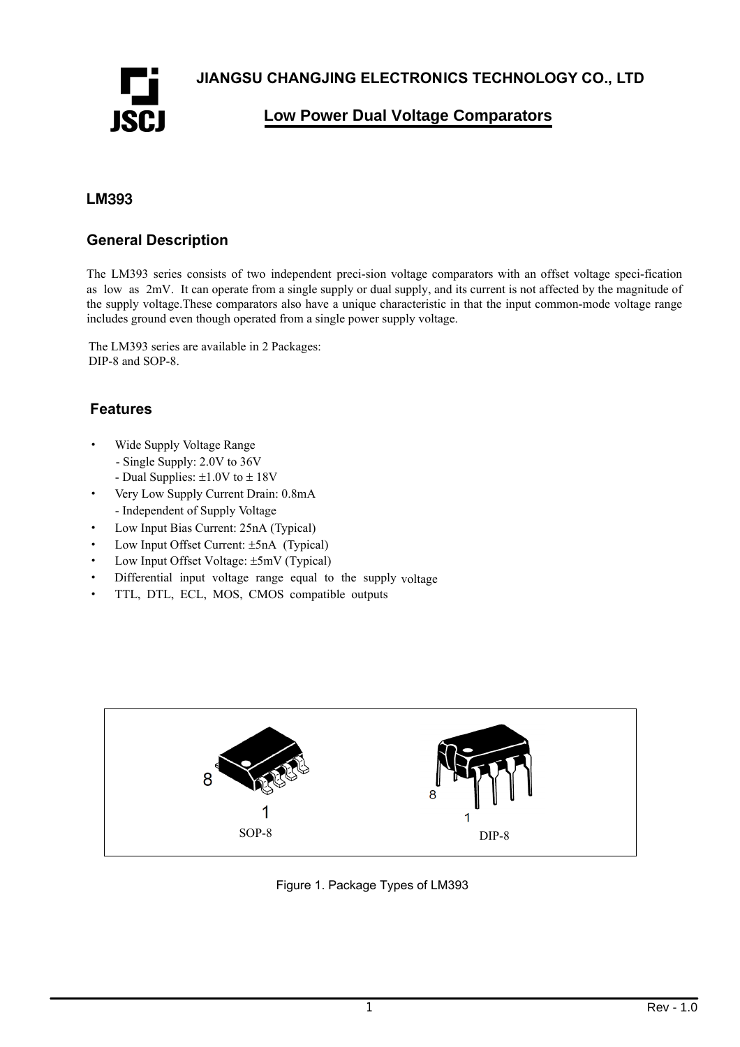JIANGSU CHANGJING ELECTRONICS TECHNOLOGY CO., LTD

## Low Power Dual Voltage Comparators

### LM393

### General Description

The LM393 series consists of two independent preci-sion voltage comparators with an offset voltage speci-fication as low as 2mV. It can operate from a single supply or dual supply, and its current is not affected by the magnitude of the supply voltage.These comparators also have a unique characteristic in that the input common-mode voltage range includes ground even though operated from a single power supply voltage.

The LM393 series are available in 2 Packages: DIP-8 and SOP-8.

### Features

- Wide Supply Voltage Range
  - Single Supply: 2.0V to 36V
  - Dual Supplies: ±1.0V to ± 18V
- Very Low Supply Current Drain: 0.8mA
  - Independent of Supply Voltage
- Low Input Bias Current: 25nA (Typical)
- Low Input Offset Current: ±5nA (Typical)
- Low Input Offset Voltage: ±5mV (Typical)
- Differential input voltage range equal to the supply voltage
- TTL, DTL, ECL, MOS, CMOS compatible outputs

SOP-8 DIP-8

Figure 1. Package Types of LM393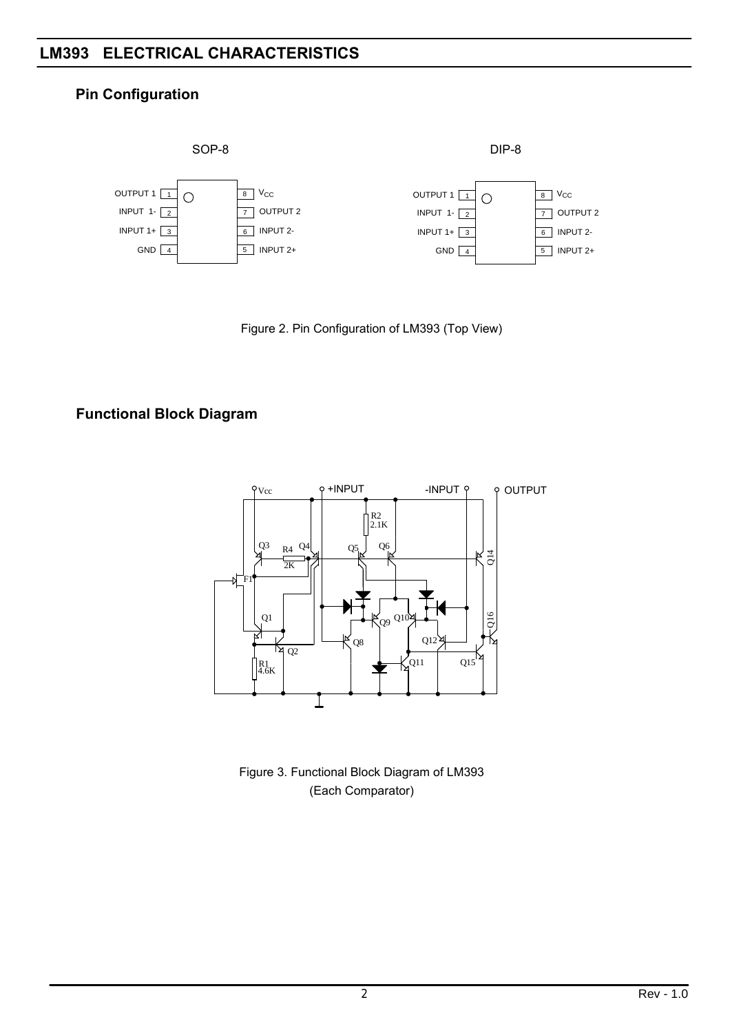## LM393 ELECTRICAL CHARACTERISTICS

### Pin Configuration

SOP-8

DIP-8

| Pin | Name | Pin | Name |
|---|---|---|---|
| 1 | OUTPUT 1 | 8 | $V_{CC}$ |
| 2 | INPUT 1- | 7 | OUTPUT 2 |
| 3 | INPUT 1+ | 6 | INPUT 2- |
| 4 | GND | 5 | INPUT 2+ |

Figure 2. Pin Configuration of LM393 (Top View)

### Functional Block Diagram

Figure 3. Functional Block Diagram of LM393 (Each Comparator)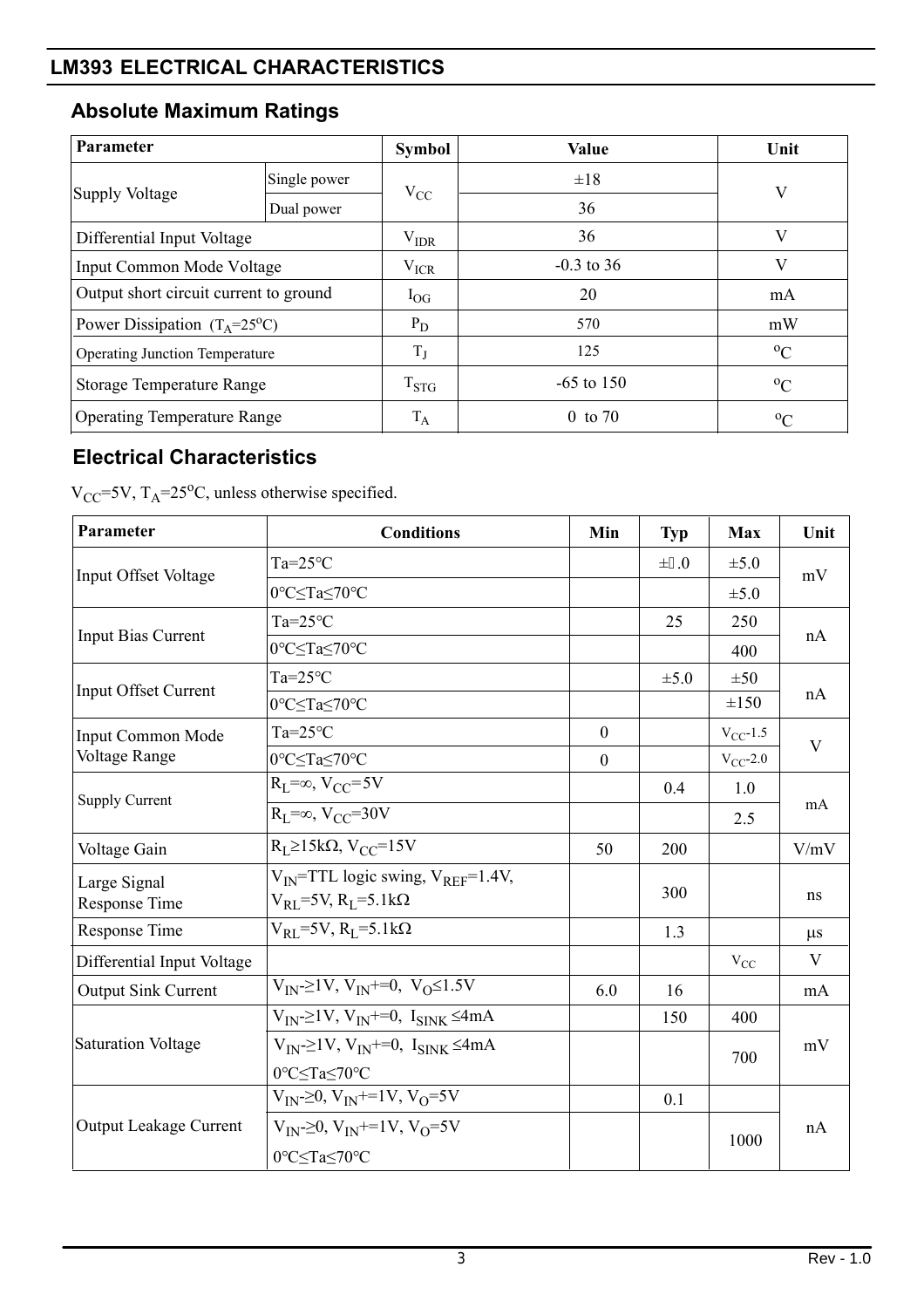## LM393 ELECTRICAL CHARACTERISTICS

### Absolute Maximum Ratings

| Parameter | | Symbol | Value | Unit |
|---|---|---|---|---|
| Supply Voltage | Single power | $V_{CC}$ | ±18 | V |
| | Dual power | | 36 | |
| Differential Input Voltage | | $V_{IDR}$ | 36 | V |
| Input Common Mode Voltage | | $V_{ICR}$ | -0.3 to 36 | V |
| Output short circuit current to ground | | $I_{OG}$ | 20 | mA |
| Power Dissipation ($T_A$=25°C) | | $P_D$ | 570 | mW |
| Operating Junction Temperature | | $T_J$ | 125 | °C |
| Storage Temperature Range | | $T_{STG}$ | -65 to 150 | °C |
| Operating Temperature Range | | $T_A$ | 0 to 70 | °C |

### Electrical Characteristics

$V_{CC}$=5V, $T_A$=25°C, unless otherwise specified.

| Parameter | Conditions | Min | Typ | Max | Unit |
|---|---|---|---|---|---|
| Input Offset Voltage | Ta=25°C | | ±1.0 | ±5.0 | mV |
| | 0°C≤Ta≤70°C | | | ±5.0 | |
| Input Bias Current | Ta=25°C | | 25 | 250 | nA |
| | 0°C≤Ta≤70°C | | | 400 | |
| Input Offset Current | Ta=25°C | | ±5.0 | ±50 | nA |
| | 0°C≤Ta≤70°C | | | ±150 | |
| Input Common Mode Voltage Range | Ta=25°C | 0 | | $V_{CC}$-1.5 | V |
| | 0°C≤Ta≤70°C | 0 | | $V_{CC}$-2.0 | |
| Supply Current | $R_L$=∞, $V_{CC}$=5V | | 0.4 | 1.0 | mA |
| | $R_L$=∞, $V_{CC}$=30V | | | 2.5 | |
| Voltage Gain | $R_L$≥15kΩ, $V_{CC}$=15V | 50 | 200 | | V/mV |
| Large Signal Response Time | $V_{IN}$=TTL logic swing, $V_{REF}$=1.4V, $V_{RL}$=5V, $R_L$=5.1kΩ | | 300 | | ns |
| Response Time | $V_{RL}$=5V, $R_L$=5.1kΩ | | 1.3 | | μs |
| Differential Input Voltage | | | | $V_{CC}$ | V |
| Output Sink Current | $V_{IN-}$≥1V, $V_{IN+}$=0, $V_O$≤1.5V | 6.0 | 16 | | mA |
| Saturation Voltage | $V_{IN-}$≥1V, $V_{IN+}$=0, $I_{SINK}$≤4mA | | 150 | 400 | mV |
| | $V_{IN-}$≥1V, $V_{IN+}$=0, $I_{SINK}$≤4mA 0°C≤Ta≤70°C | | | 700 | |
| Output Leakage Current | $V_{IN-}$≥0, $V_{IN+}$=1V, $V_O$=5V | | 0.1 | | nA |
| | $V_{IN-}$≥0, $V_{IN+}$=1V, $V_O$=5V 0°C≤Ta≤70°C | | | 1000 | |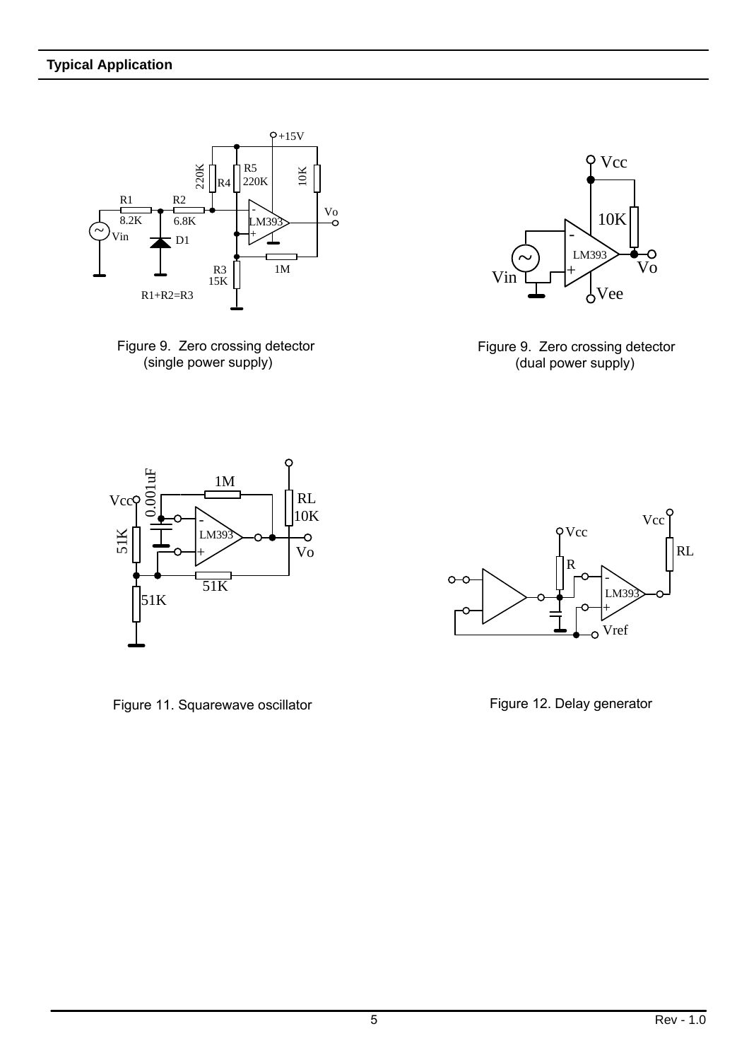## Typical Application

Figure 9. Zero crossing detector (single power supply)

Figure 9. Zero crossing detector (dual power supply)

Figure 11. Squarewave oscillator

Figure 12. Delay generator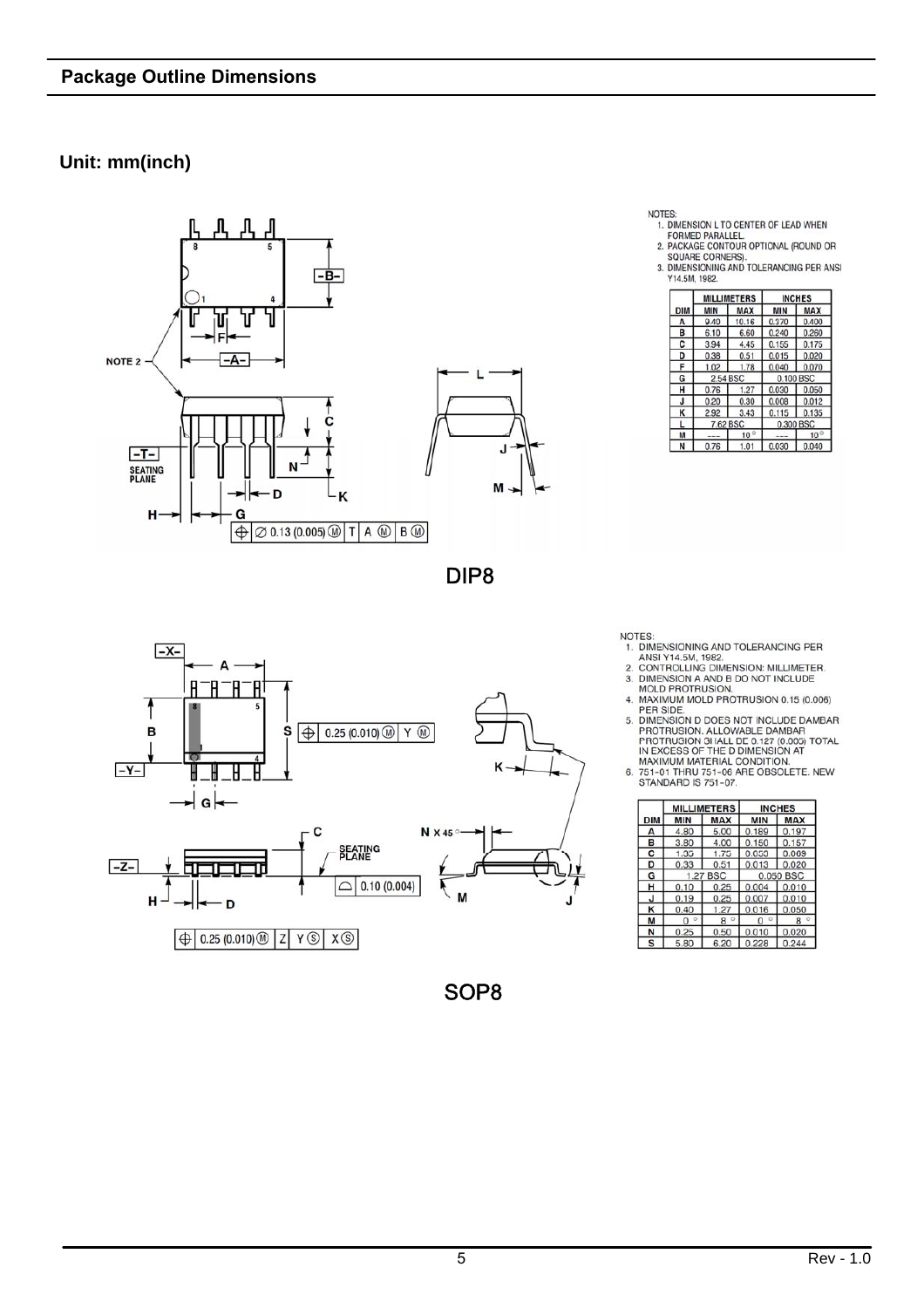## Package Outline Dimensions

**Unit: mm(inch)**

NOTES:
1. DIMENSION L TO CENTER OF LEAD WHEN FORMED PARALLEL.
2. PACKAGE CONTOUR OPTIONAL (ROUND OR SQUARE CORNERS).
3. DIMENSIONING AND TOLERANCING PER ANSI Y14.5M, 1982.

| DIM | MILLIMETERS MIN | MILLIMETERS MAX | INCHES MIN | INCHES MAX |
|---|---|---|---|---|
| A | 9.40 | 10.16 | 0.370 | 0.400 |
| B | 6.10 | 6.60 | 0.240 | 0.260 |
| C | 3.94 | 4.45 | 0.155 | 0.175 |
| D | 0.38 | 0.51 | 0.015 | 0.020 |
| F | 1.02 | 1.78 | 0.040 | 0.070 |
| G | 2.54 BSC | | 0.100 BSC | |
| H | 0.76 | 1.27 | 0.030 | 0.050 |
| J | 0.20 | 0.30 | 0.008 | 0.012 |
| K | 2.92 | 3.43 | 0.115 | 0.135 |
| L | 7.62 BSC | | 0.300 BSC | |
| M | --- | 10° | --- | 10° |
| N | 0.76 | 1.01 | 0.030 | 0.040 |

DIP8

NOTES:
1. DIMENSIONING AND TOLERANCING PER ANSI Y14.5M, 1982.
2. CONTROLLING DIMENSION: MILLIMETER.
3. DIMENSION A AND B DO NOT INCLUDE MOLD PROTRUSION.
4. MAXIMUM MOLD PROTRUSION 0.15 (0.006) PER SIDE.
5. DIMENSION D DOES NOT INCLUDE DAMBAR PROTRUSION. ALLOWABLE DAMBAR PROTRUSION SHALL BE 0.127 (0.005) TOTAL IN EXCESS OF THE D DIMENSION AT MAXIMUM MATERIAL CONDITION.
6. 751-01 THRU 751-06 ARE OBSOLETE. NEW STANDARD IS 751-07.

| DIM | MILLIMETERS MIN | MILLIMETERS MAX | INCHES MIN | INCHES MAX |
|---|---|---|---|---|
| A | 4.80 | 5.00 | 0.189 | 0.197 |
| B | 3.80 | 4.00 | 0.150 | 0.157 |
| C | 1.35 | 1.75 | 0.053 | 0.069 |
| D | 0.33 | 0.51 | 0.013 | 0.020 |
| G | 1.27 BSC | | 0.050 BSC | |
| H | 0.10 | 0.25 | 0.004 | 0.010 |
| J | 0.19 | 0.25 | 0.007 | 0.010 |
| K | 0.40 | 1.27 | 0.016 | 0.050 |
| M | 0° | 8° | 0° | 8° |
| N | 0.25 | 0.50 | 0.010 | 0.020 |
| S | 5.80 | 6.20 | 0.228 | 0.244 |

SOP8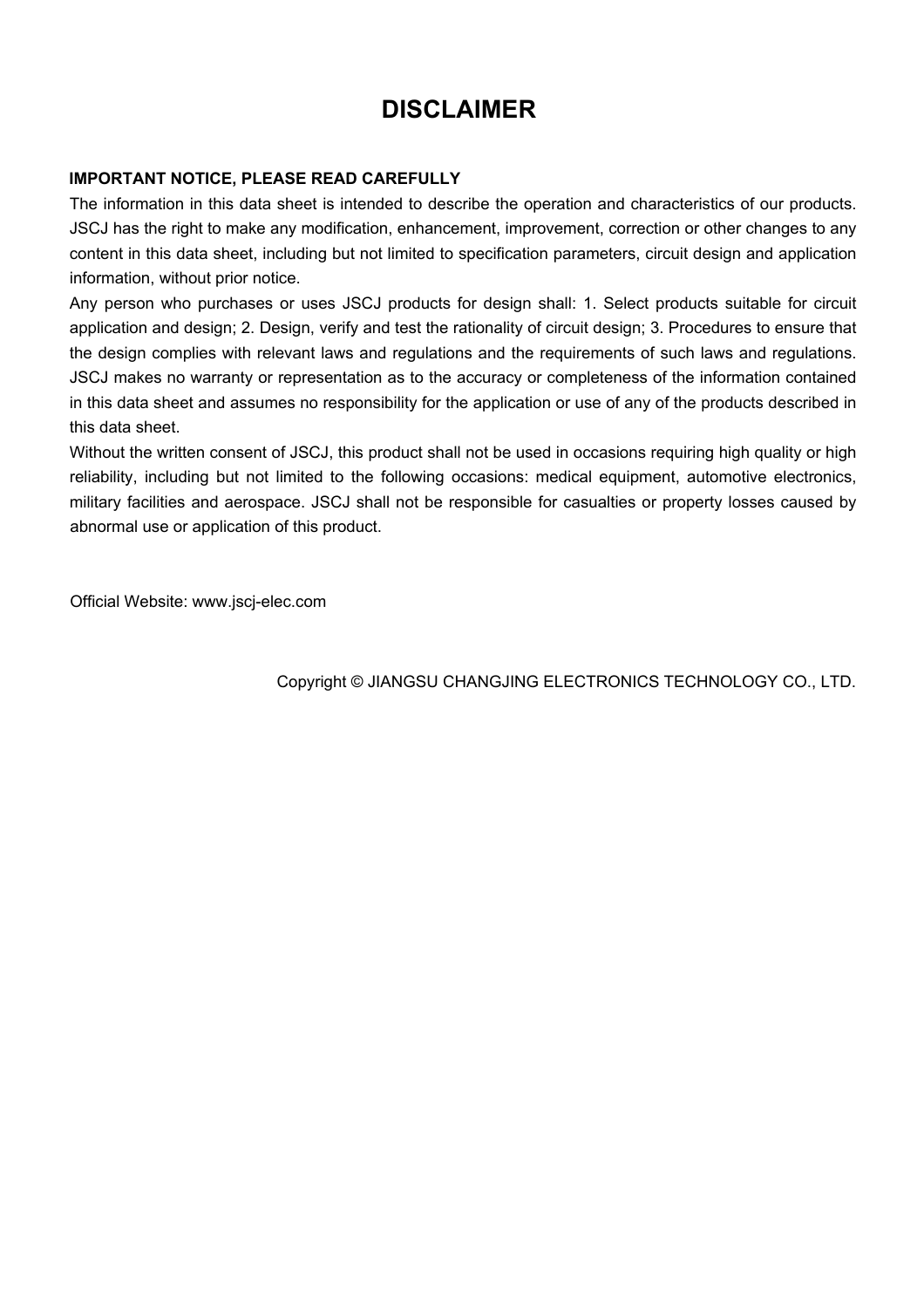# DISCLAIMER

**IMPORTANT NOTICE, PLEASE READ CAREFULLY**

The information in this data sheet is intended to describe the operation and characteristics of our products. JSCJ has the right to make any modification, enhancement, improvement, correction or other changes to any content in this data sheet, including but not limited to specification parameters, circuit design and application information, without prior notice.

Any person who purchases or uses JSCJ products for design shall: 1. Select products suitable for circuit application and design; 2. Design, verify and test the rationality of circuit design; 3. Procedures to ensure that the design complies with relevant laws and regulations and the requirements of such laws and regulations. JSCJ makes no warranty or representation as to the accuracy or completeness of the information contained in this data sheet and assumes no responsibility for the application or use of any of the products described in this data sheet.

Without the written consent of JSCJ, this product shall not be used in occasions requiring high quality or high reliability, including but not limited to the following occasions: medical equipment, automotive electronics, military facilities and aerospace. JSCJ shall not be responsible for casualties or property losses caused by abnormal use or application of this product.

Official Website: www.jscj-elec.com

Copyright © JIANGSU CHANGJING ELECTRONICS TECHNOLOGY CO., LTD.